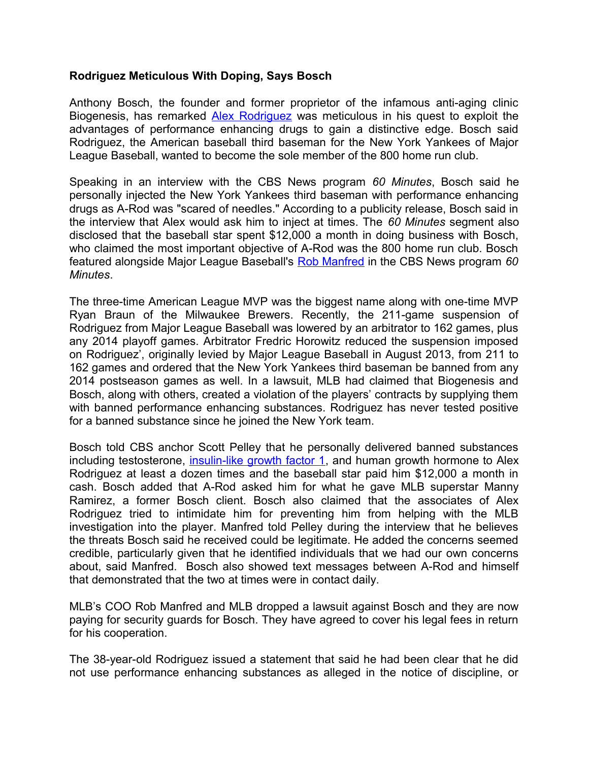**Rodriguez Meticulous With Doping, Says Bosch**

Anthony Bosch, the founder and former proprietor of the infamous anti-aging clinic Biogenesis, has remarked [Alex Rodriguez]() was meticulous in his quest to exploit the advantages of performance enhancing drugs to gain a distinctive edge. Bosch said Rodriguez, the American baseball third baseman for the New York Yankees of Major League Baseball, wanted to become the sole member of the 800 home run club.

Speaking in an interview with the CBS News program *60 Minutes*, Bosch said he personally injected the New York Yankees third baseman with performance enhancing drugs as A-Rod was "scared of needles." According to a publicity release, Bosch said in the interview that Alex would ask him to inject at times. The *60 Minutes* segment also disclosed that the baseball star spent $12,000 a month in doing business with Bosch, who claimed the most important objective of A-Rod was the 800 home run club. Bosch featured alongside Major League Baseball's [Rob Manfred]() in the CBS News program *60 Minutes*.

The three-time American League MVP was the biggest name along with one-time MVP Ryan Braun of the Milwaukee Brewers. Recently, the 211-game suspension of Rodriguez from Major League Baseball was lowered by an arbitrator to 162 games, plus any 2014 playoff games. Arbitrator Fredric Horowitz reduced the suspension imposed on Rodriguez', originally levied by Major League Baseball in August 2013, from 211 to 162 games and ordered that the New York Yankees third baseman be banned from any 2014 postseason games as well. In a lawsuit, MLB had claimed that Biogenesis and Bosch, along with others, created a violation of the players' contracts by supplying them with banned performance enhancing substances. Rodriguez has never tested positive for a banned substance since he joined the New York team.

Bosch told CBS anchor Scott Pelley that he personally delivered banned substances including testosterone, [insulin-like growth factor 1](), and human growth hormone to Alex Rodriguez at least a dozen times and the baseball star paid him $12,000 a month in cash. Bosch added that A-Rod asked him for what he gave MLB superstar Manny Ramirez, a former Bosch client. Bosch also claimed that the associates of Alex Rodriguez tried to intimidate him for preventing him from helping with the MLB investigation into the player. Manfred told Pelley during the interview that he believes the threats Bosch said he received could be legitimate. He added the concerns seemed credible, particularly given that he identified individuals that we had our own concerns about, said Manfred. Bosch also showed text messages between A-Rod and himself that demonstrated that the two at times were in contact daily.

MLB's COO Rob Manfred and MLB dropped a lawsuit against Bosch and they are now paying for security guards for Bosch. They have agreed to cover his legal fees in return for his cooperation.

The 38-year-old Rodriguez issued a statement that said he had been clear that he did not use performance enhancing substances as alleged in the notice of discipline, or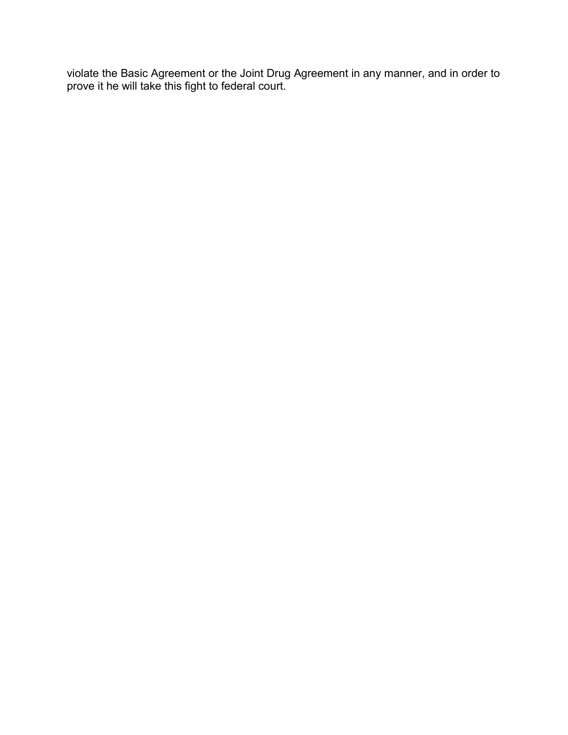violate the Basic Agreement or the Joint Drug Agreement in any manner, and in order to prove it he will take this fight to federal court.